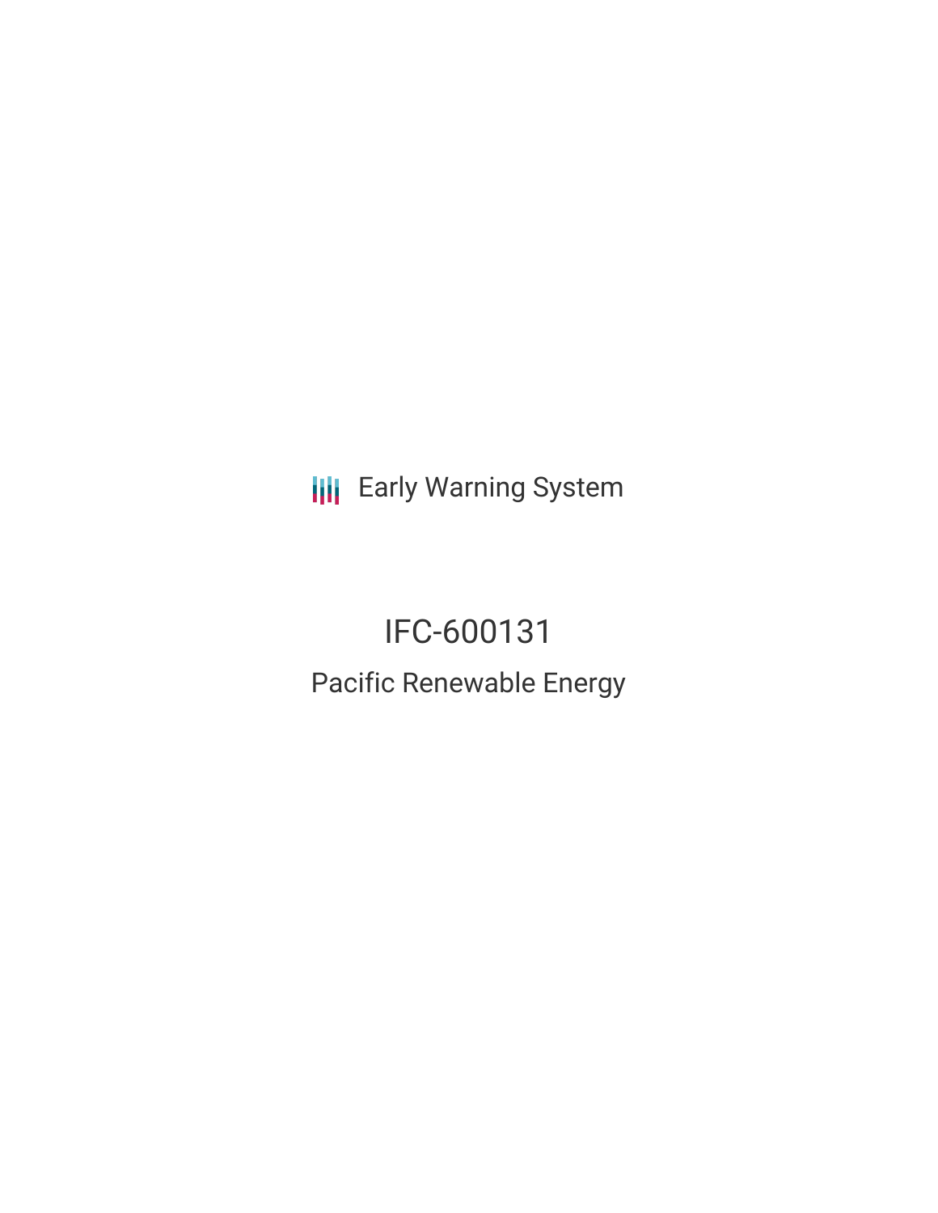Early Warning System

# IFC-600131

## Pacific Renewable Energy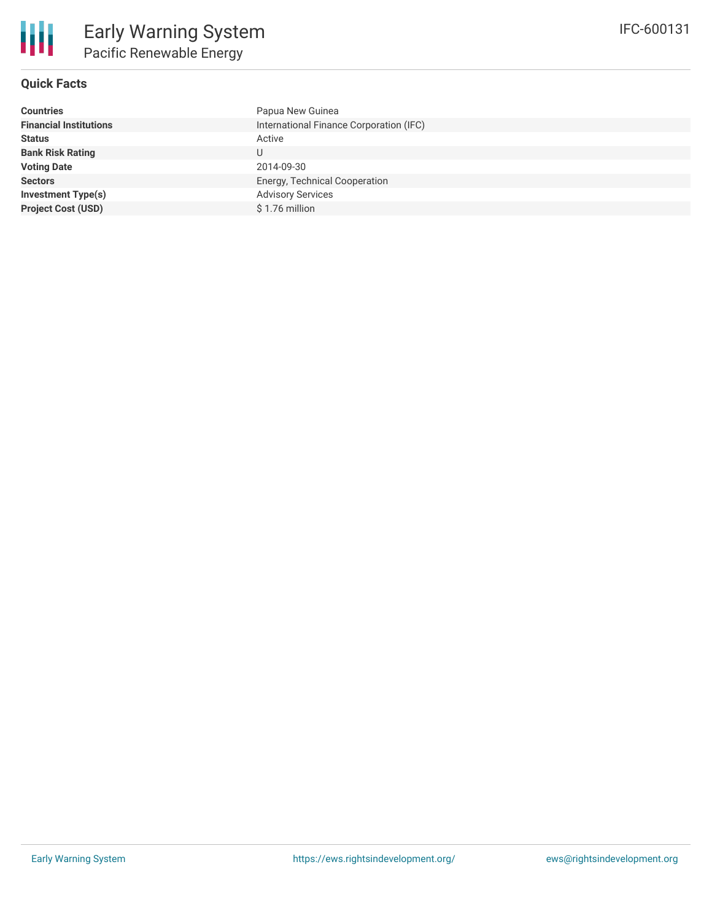# Early Warning System

## Pacific Renewable Energy

IFC-600131

### Quick Facts

| | |
|---|---|
| **Countries** | Papua New Guinea |
| **Financial Institutions** | International Finance Corporation (IFC) |
| **Status** | Active |
| **Bank Risk Rating** | U |
| **Voting Date** | 2014-09-30 |
| **Sectors** | Energy, Technical Cooperation |
| **Investment Type(s)** | Advisory Services |
| **Project Cost (USD)** | $ 1.76 million |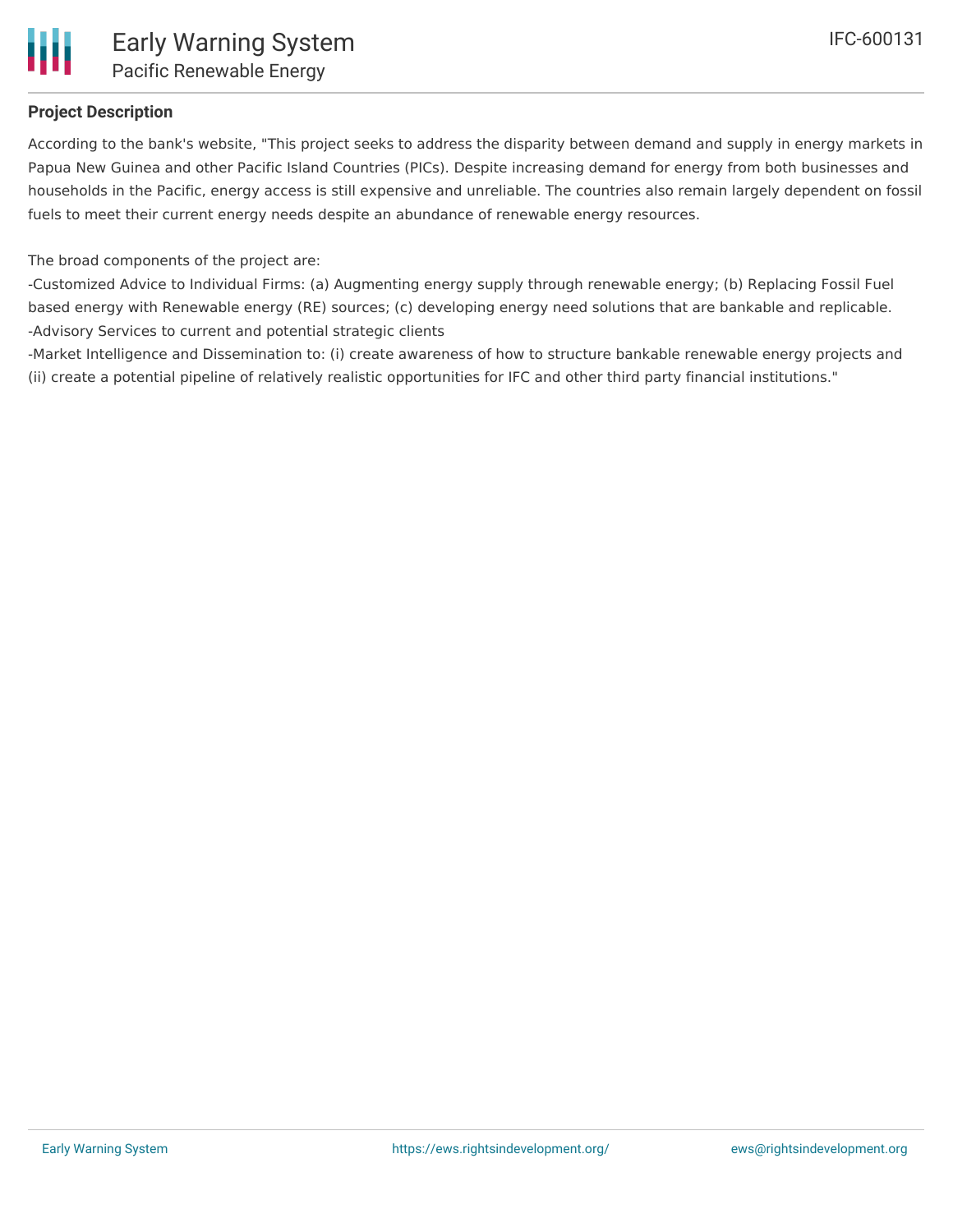**Project Description**

According to the bank's website, "This project seeks to address the disparity between demand and supply in energy markets in Papua New Guinea and other Pacific Island Countries (PICs). Despite increasing demand for energy from both businesses and households in the Pacific, energy access is still expensive and unreliable. The countries also remain largely dependent on fossil fuels to meet their current energy needs despite an abundance of renewable energy resources.

The broad components of the project are:

-Customized Advice to Individual Firms: (a) Augmenting energy supply through renewable energy; (b) Replacing Fossil Fuel based energy with Renewable energy (RE) sources; (c) developing energy need solutions that are bankable and replicable.

-Advisory Services to current and potential strategic clients

-Market Intelligence and Dissemination to: (i) create awareness of how to structure bankable renewable energy projects and (ii) create a potential pipeline of relatively realistic opportunities for IFC and other third party financial institutions."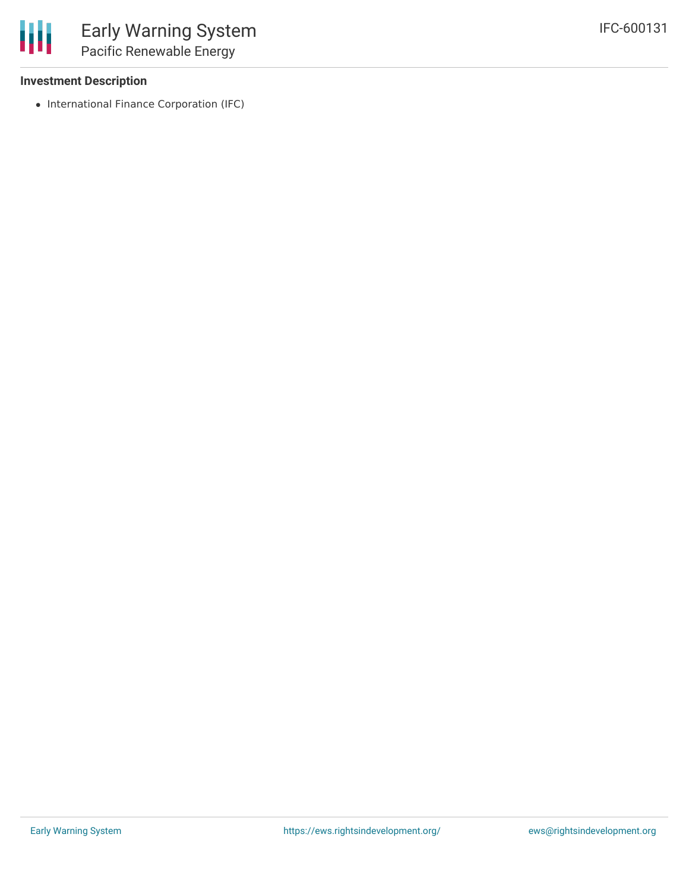### Investment Description

- International Finance Corporation (IFC)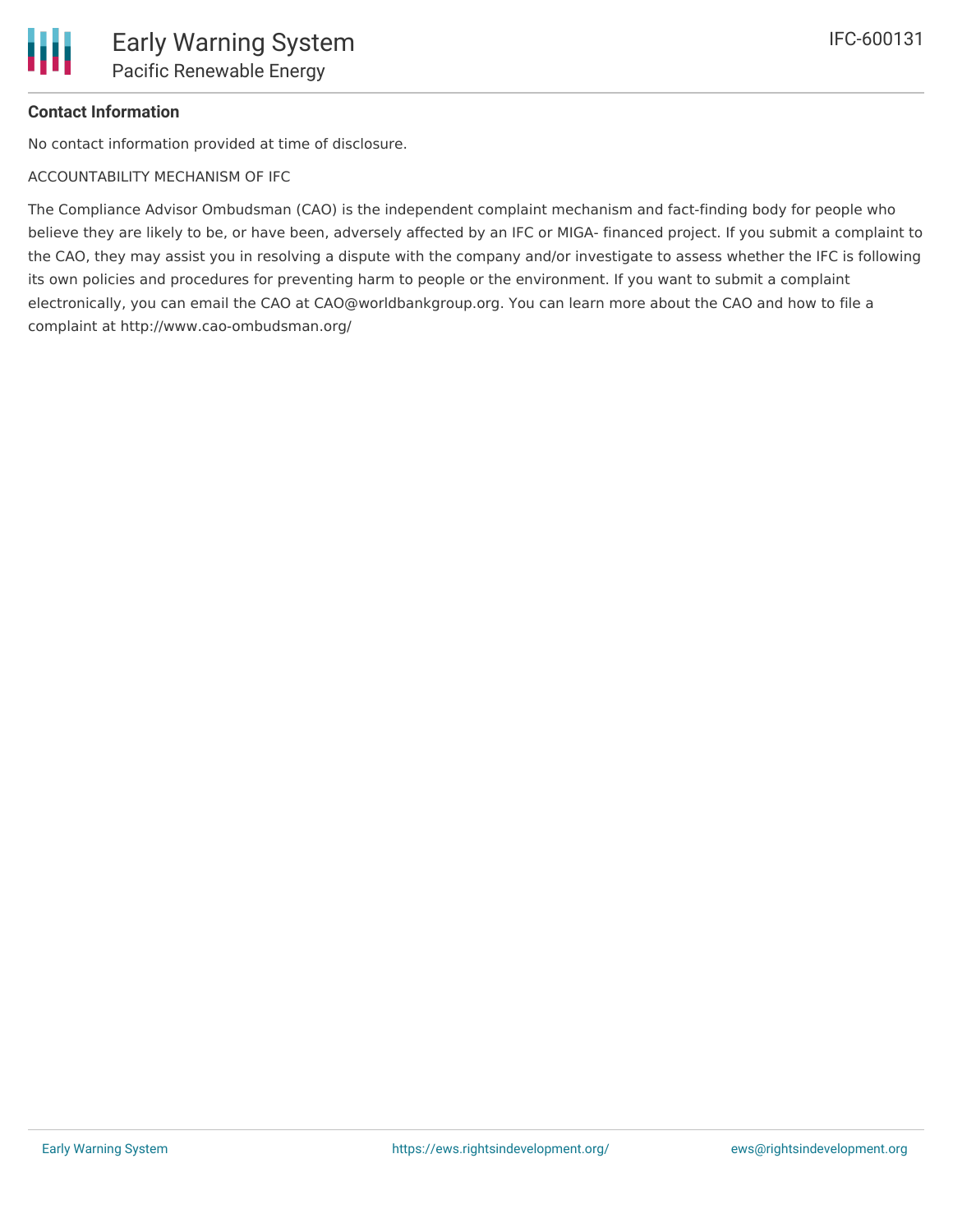**Contact Information**

No contact information provided at time of disclosure.

ACCOUNTABILITY MECHANISM OF IFC

The Compliance Advisor Ombudsman (CAO) is the independent complaint mechanism and fact-finding body for people who believe they are likely to be, or have been, adversely affected by an IFC or MIGA- financed project. If you submit a complaint to the CAO, they may assist you in resolving a dispute with the company and/or investigate to assess whether the IFC is following its own policies and procedures for preventing harm to people or the environment. If you want to submit a complaint electronically, you can email the CAO at CAO@worldbankgroup.org. You can learn more about the CAO and how to file a complaint at http://www.cao-ombudsman.org/